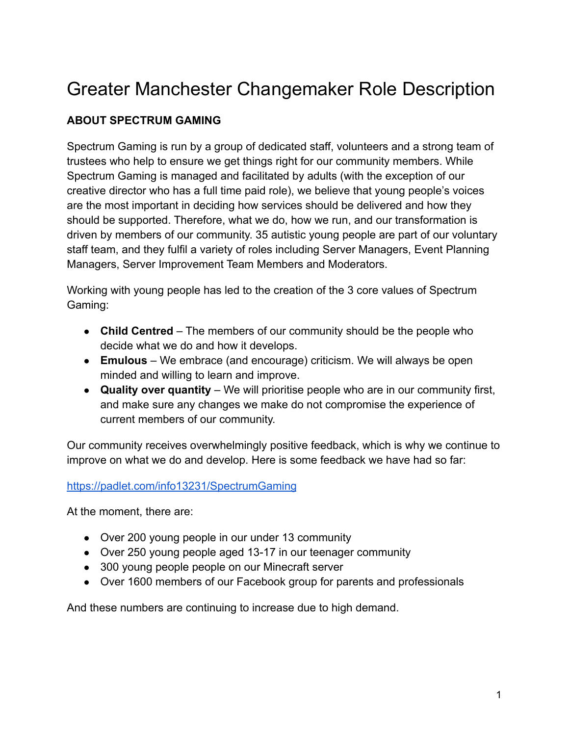# Greater Manchester Changemaker Role Description

**ABOUT SPECTRUM GAMING**

Spectrum Gaming is run by a group of dedicated staff, volunteers and a strong team of trustees who help to ensure we get things right for our community members. While Spectrum Gaming is managed and facilitated by adults (with the exception of our creative director who has a full time paid role), we believe that young people's voices are the most important in deciding how services should be delivered and how they should be supported. Therefore, what we do, how we run, and our transformation is driven by members of our community. 35 autistic young people are part of our voluntary staff team, and they fulfil a variety of roles including Server Managers, Event Planning Managers, Server Improvement Team Members and Moderators.

Working with young people has led to the creation of the 3 core values of Spectrum Gaming:

- **Child Centred** – The members of our community should be the people who decide what we do and how it develops.
- **Emulous** – We embrace (and encourage) criticism. We will always be open minded and willing to learn and improve.
- **Quality over quantity** – We will prioritise people who are in our community first, and make sure any changes we make do not compromise the experience of current members of our community.

Our community receives overwhelmingly positive feedback, which is why we continue to improve on what we do and develop. Here is some feedback we have had so far:

https://padlet.com/info13231/SpectrumGaming

At the moment, there are:

- Over 200 young people in our under 13 community
- Over 250 young people aged 13-17 in our teenager community
- 300 young people people on our Minecraft server
- Over 1600 members of our Facebook group for parents and professionals

And these numbers are continuing to increase due to high demand.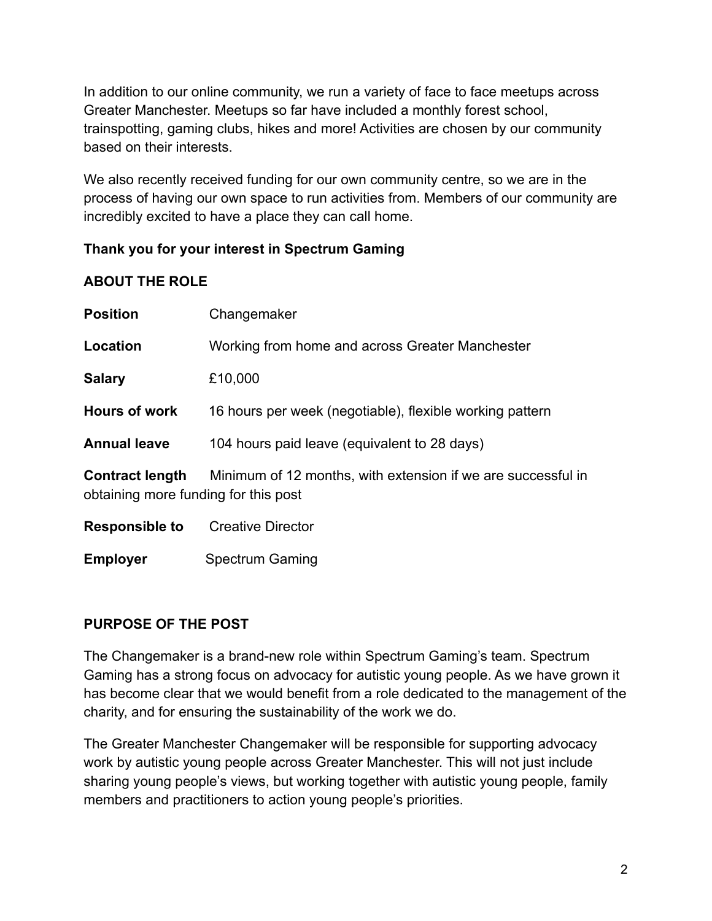In addition to our online community, we run a variety of face to face meetups across Greater Manchester. Meetups so far have included a monthly forest school, trainspotting, gaming clubs, hikes and more! Activities are chosen by our community based on their interests.

We also recently received funding for our own community centre, so we are in the process of having our own space to run activities from. Members of our community are incredibly excited to have a place they can call home.

**Thank you for your interest in Spectrum Gaming**

**ABOUT THE ROLE**

| | |
|---|---|
| **Position** | Changemaker |
| **Location** | Working from home and across Greater Manchester |
| **Salary** | £10,000 |
| **Hours of work** | 16 hours per week (negotiable), flexible working pattern |
| **Annual leave** | 104 hours paid leave (equivalent to 28 days) |
| **Contract length** | Minimum of 12 months, with extension if we are successful in obtaining more funding for this post |
| **Responsible to** | Creative Director |
| **Employer** | Spectrum Gaming |

**PURPOSE OF THE POST**

The Changemaker is a brand-new role within Spectrum Gaming's team. Spectrum Gaming has a strong focus on advocacy for autistic young people. As we have grown it has become clear that we would benefit from a role dedicated to the management of the charity, and for ensuring the sustainability of the work we do.

The Greater Manchester Changemaker will be responsible for supporting advocacy work by autistic young people across Greater Manchester. This will not just include sharing young people's views, but working together with autistic young people, family members and practitioners to action young people's priorities.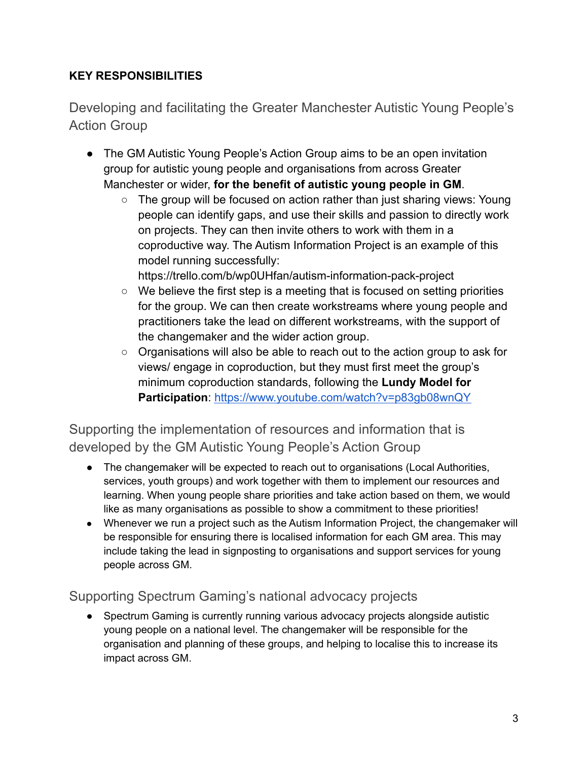**KEY RESPONSIBILITIES**

## Developing and facilitating the Greater Manchester Autistic Young People's Action Group

- The GM Autistic Young People's Action Group aims to be an open invitation group for autistic young people and organisations from across Greater Manchester or wider, **for the benefit of autistic young people in GM**.
    - The group will be focused on action rather than just sharing views: Young people can identify gaps, and use their skills and passion to directly work on projects. They can then invite others to work with them in a coproductive way. The Autism Information Project is an example of this model running successfully: https://trello.com/b/wp0UHfan/autism-information-pack-project
    - We believe the first step is a meeting that is focused on setting priorities for the group. We can then create workstreams where young people and practitioners take the lead on different workstreams, with the support of the changemaker and the wider action group.
    - Organisations will also be able to reach out to the action group to ask for views/ engage in coproduction, but they must first meet the group's minimum coproduction standards, following the **Lundy Model for Participation**: https://www.youtube.com/watch?v=p83gb08wnQY

## Supporting the implementation of resources and information that is developed by the GM Autistic Young People's Action Group

- The changemaker will be expected to reach out to organisations (Local Authorities, services, youth groups) and work together with them to implement our resources and learning. When young people share priorities and take action based on them, we would like as many organisations as possible to show a commitment to these priorities!
- Whenever we run a project such as the Autism Information Project, the changemaker will be responsible for ensuring there is localised information for each GM area. This may include taking the lead in signposting to organisations and support services for young people across GM.

## Supporting Spectrum Gaming's national advocacy projects

- Spectrum Gaming is currently running various advocacy projects alongside autistic young people on a national level. The changemaker will be responsible for the organisation and planning of these groups, and helping to localise this to increase its impact across GM.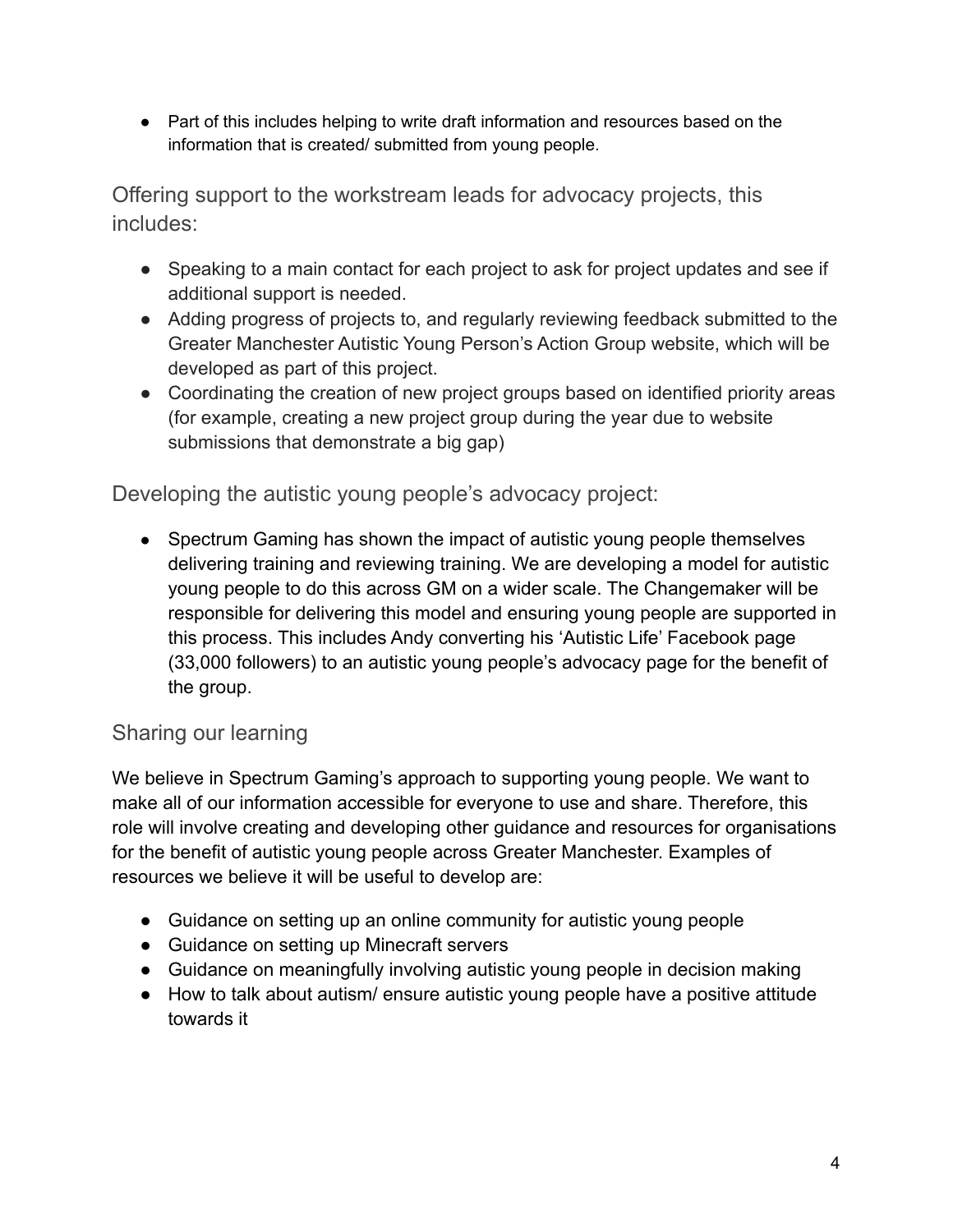- Part of this includes helping to write draft information and resources based on the information that is created/ submitted from young people.

## Offering support to the workstream leads for advocacy projects, this includes:

- Speaking to a main contact for each project to ask for project updates and see if additional support is needed.
- Adding progress of projects to, and regularly reviewing feedback submitted to the Greater Manchester Autistic Young Person's Action Group website, which will be developed as part of this project.
- Coordinating the creation of new project groups based on identified priority areas (for example, creating a new project group during the year due to website submissions that demonstrate a big gap)

## Developing the autistic young people's advocacy project:

- Spectrum Gaming has shown the impact of autistic young people themselves delivering training and reviewing training. We are developing a model for autistic young people to do this across GM on a wider scale. The Changemaker will be responsible for delivering this model and ensuring young people are supported in this process. This includes Andy converting his 'Autistic Life' Facebook page (33,000 followers) to an autistic young people's advocacy page for the benefit of the group.

## Sharing our learning

We believe in Spectrum Gaming's approach to supporting young people. We want to make all of our information accessible for everyone to use and share. Therefore, this role will involve creating and developing other guidance and resources for organisations for the benefit of autistic young people across Greater Manchester. Examples of resources we believe it will be useful to develop are:

- Guidance on setting up an online community for autistic young people
- Guidance on setting up Minecraft servers
- Guidance on meaningfully involving autistic young people in decision making
- How to talk about autism/ ensure autistic young people have a positive attitude towards it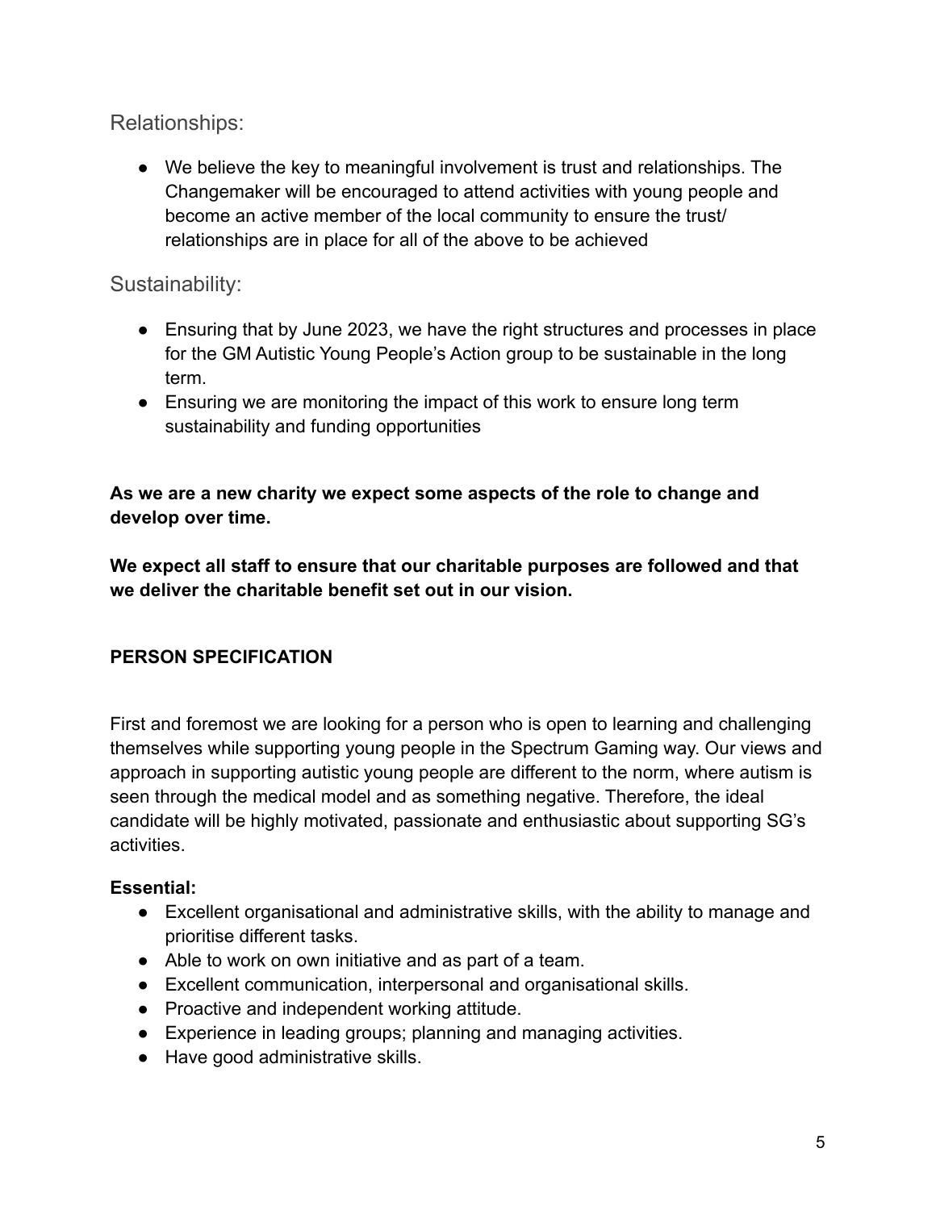### Relationships:

- We believe the key to meaningful involvement is trust and relationships. The Changemaker will be encouraged to attend activities with young people and become an active member of the local community to ensure the trust/ relationships are in place for all of the above to be achieved

### Sustainability:

- Ensuring that by June 2023, we have the right structures and processes in place for the GM Autistic Young People's Action group to be sustainable in the long term.
- Ensuring we are monitoring the impact of this work to ensure long term sustainability and funding opportunities

**As we are a new charity we expect some aspects of the role to change and develop over time.**

**We expect all staff to ensure that our charitable purposes are followed and that we deliver the charitable benefit set out in our vision.**

## PERSON SPECIFICATION

First and foremost we are looking for a person who is open to learning and challenging themselves while supporting young people in the Spectrum Gaming way. Our views and approach in supporting autistic young people are different to the norm, where autism is seen through the medical model and as something negative. Therefore, the ideal candidate will be highly motivated, passionate and enthusiastic about supporting SG's activities.

**Essential:**

- Excellent organisational and administrative skills, with the ability to manage and prioritise different tasks.
- Able to work on own initiative and as part of a team.
- Excellent communication, interpersonal and organisational skills.
- Proactive and independent working attitude.
- Experience in leading groups; planning and managing activities.
- Have good administrative skills.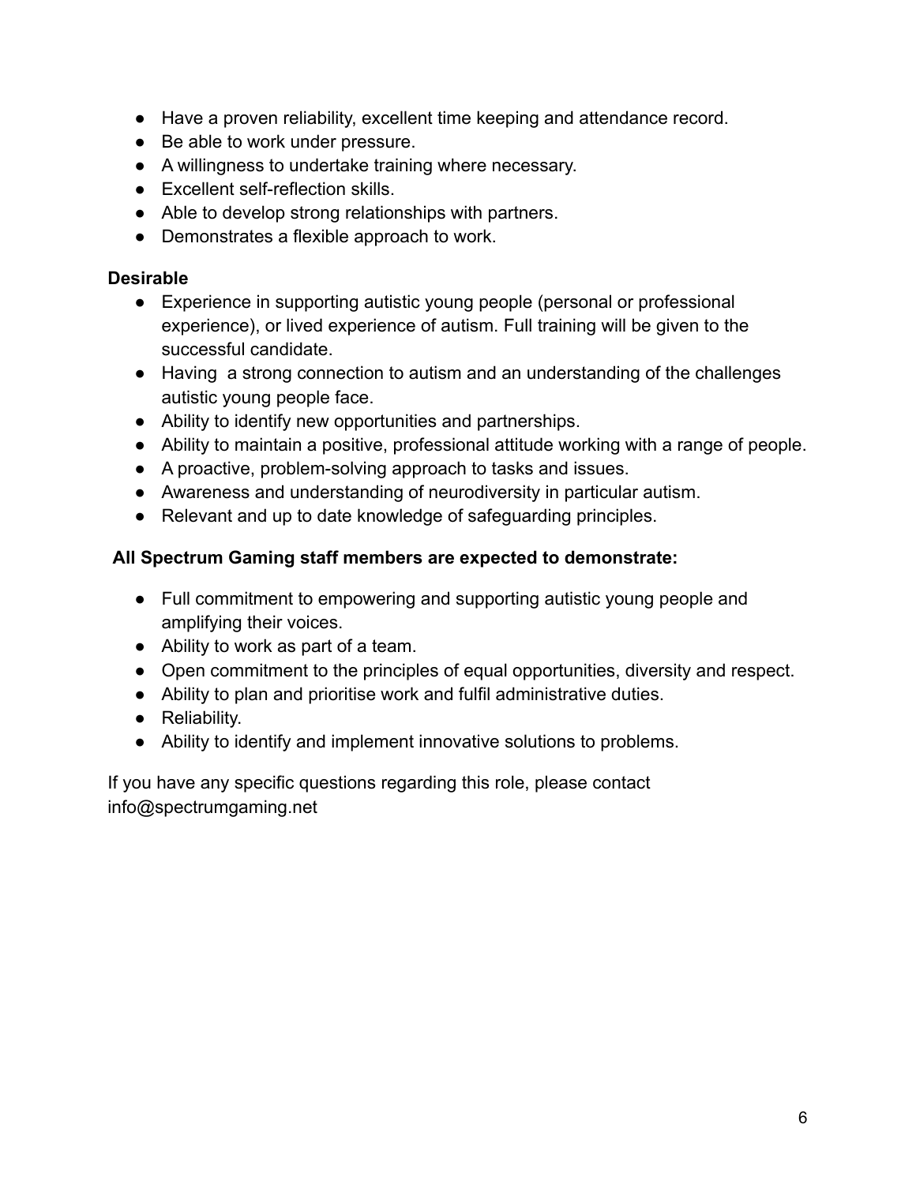- Have a proven reliability, excellent time keeping and attendance record.
- Be able to work under pressure.
- A willingness to undertake training where necessary.
- Excellent self-reflection skills.
- Able to develop strong relationships with partners.
- Demonstrates a flexible approach to work.

**Desirable**

- Experience in supporting autistic young people (personal or professional experience), or lived experience of autism. Full training will be given to the successful candidate.
- Having a strong connection to autism and an understanding of the challenges autistic young people face.
- Ability to identify new opportunities and partnerships.
- Ability to maintain a positive, professional attitude working with a range of people.
- A proactive, problem-solving approach to tasks and issues.
- Awareness and understanding of neurodiversity in particular autism.
- Relevant and up to date knowledge of safeguarding principles.

**All Spectrum Gaming staff members are expected to demonstrate:**

- Full commitment to empowering and supporting autistic young people and amplifying their voices.
- Ability to work as part of a team.
- Open commitment to the principles of equal opportunities, diversity and respect.
- Ability to plan and prioritise work and fulfil administrative duties.
- Reliability.
- Ability to identify and implement innovative solutions to problems.

If you have any specific questions regarding this role, please contact info@spectrumgaming.net